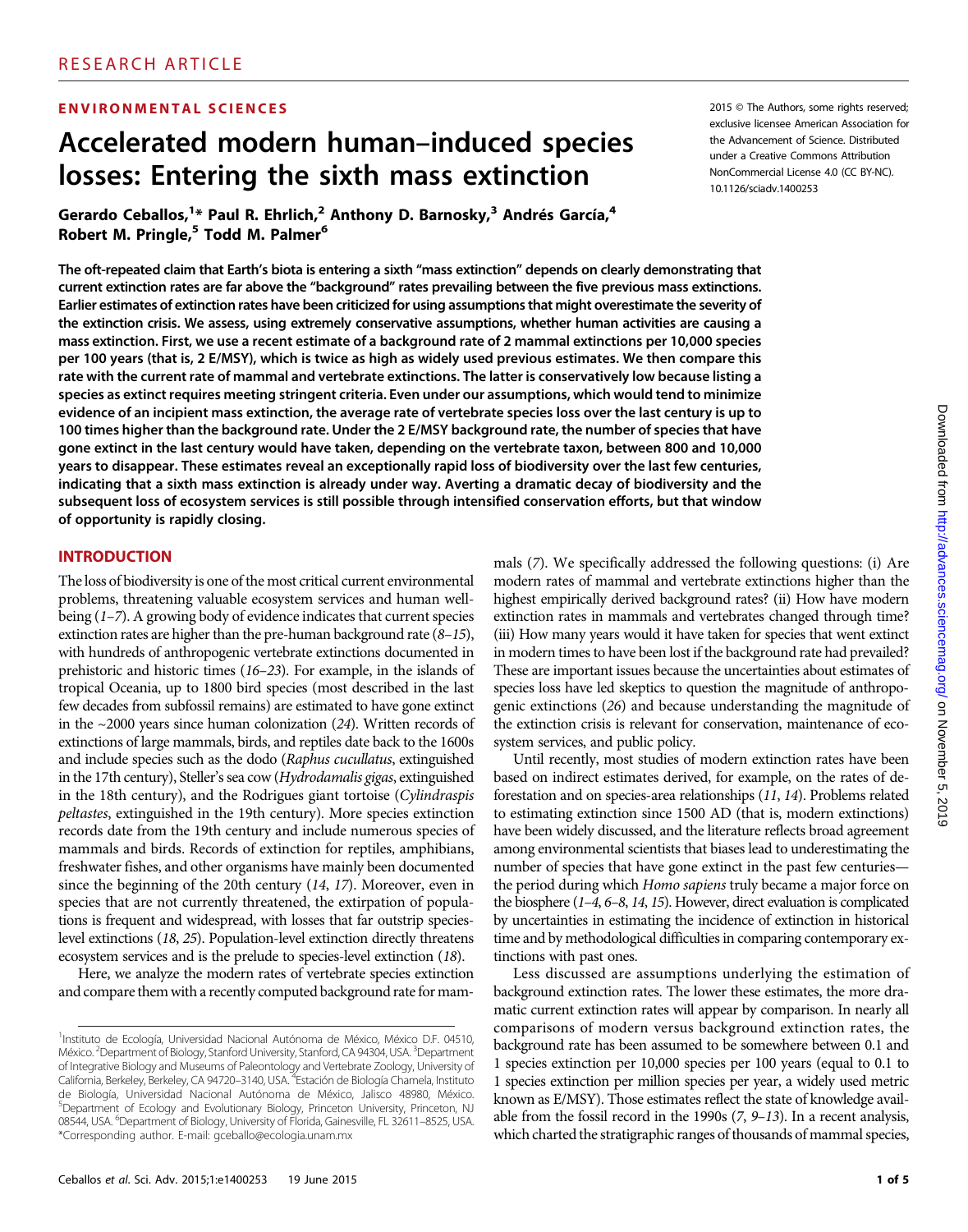RESEARCH ARTICLE

**ENVIRONMENTAL SCIENCES**

# Accelerated modern human–induced species losses: Entering the sixth mass extinction

**Gerardo Ceballos,[1]* Paul R. Ehrlich,[2] Anthony D. Barnosky,[3] Andrés García,[4] Robert M. Pringle,[5] Todd M. Palmer[6]**

2015 © The Authors, some rights reserved; exclusive licensee American Association for the Advancement of Science. Distributed under a Creative Commons Attribution NonCommercial License 4.0 (CC BY-NC). 10.1126/sciadv.1400253

**The oft-repeated claim that Earth's biota is entering a sixth "mass extinction" depends on clearly demonstrating that current extinction rates are far above the "background" rates prevailing between the five previous mass extinctions. Earlier estimates of extinction rates have been criticized for using assumptions that might overestimate the severity of the extinction crisis. We assess, using extremely conservative assumptions, whether human activities are causing a mass extinction. First, we use a recent estimate of a background rate of 2 mammal extinctions per 10,000 species per 100 years (that is, 2 E/MSY), which is twice as high as widely used previous estimates. We then compare this rate with the current rate of mammal and vertebrate extinctions. The latter is conservatively low because listing a species as extinct requires meeting stringent criteria. Even under our assumptions, which would tend to minimize evidence of an incipient mass extinction, the average rate of vertebrate species loss over the last century is up to 100 times higher than the background rate. Under the 2 E/MSY background rate, the number of species that have gone extinct in the last century would have taken, depending on the vertebrate taxon, between 800 and 10,000 years to disappear. These estimates reveal an exceptionally rapid loss of biodiversity over the last few centuries, indicating that a sixth mass extinction is already under way. Averting a dramatic decay of biodiversity and the subsequent loss of ecosystem services is still possible through intensified conservation efforts, but that window of opportunity is rapidly closing.**

## INTRODUCTION

The loss of biodiversity is one of the most critical current environmental problems, threatening valuable ecosystem services and human well-being (*1–7*). A growing body of evidence indicates that current species extinction rates are higher than the pre-human background rate (*8–15*), with hundreds of anthropogenic vertebrate extinctions documented in prehistoric and historic times (*16–23*). For example, in the islands of tropical Oceania, up to 1800 bird species (most described in the last few decades from subfossil remains) are estimated to have gone extinct in the ~2000 years since human colonization (*24*). Written records of extinctions of large mammals, birds, and reptiles date back to the 1600s and include species such as the dodo (*Raphus cucullatus*, extinguished in the 17th century), Steller's sea cow (*Hydrodamalis gigas*, extinguished in the 18th century), and the Rodrigues giant tortoise (*Cylindraspis peltastes*, extinguished in the 19th century). More species extinction records date from the 19th century and include numerous species of mammals and birds. Records of extinction for reptiles, amphibians, freshwater fishes, and other organisms have mainly been documented since the beginning of the 20th century (*14*, *17*). Moreover, even in species that are not currently threatened, the extirpation of populations is frequent and widespread, with losses that far outstrip species-level extinctions (*18*, *25*). Population-level extinction directly threatens ecosystem services and is the prelude to species-level extinction (*18*).

Here, we analyze the modern rates of vertebrate species extinction and compare them with a recently computed background rate for mammals (*7*). We specifically addressed the following questions: (i) Are modern rates of mammal and vertebrate extinctions higher than the highest empirically derived background rates? (ii) How have modern extinction rates in mammals and vertebrates changed through time? (iii) How many years would it have taken for species that went extinct in modern times to have been lost if the background rate had prevailed? These are important issues because the uncertainties about estimates of species loss have led skeptics to question the magnitude of anthropogenic extinctions (*26*) and because understanding the magnitude of the extinction crisis is relevant for conservation, maintenance of ecosystem services, and public policy.

Until recently, most studies of modern extinction rates have been based on indirect estimates derived, for example, on the rates of deforestation and on species-area relationships (*11*, *14*). Problems related to estimating extinction since 1500 AD (that is, modern extinctions) have been widely discussed, and the literature reflects broad agreement among environmental scientists that biases lead to underestimating the number of species that have gone extinct in the past few centuries—the period during which *Homo sapiens* truly became a major force on the biosphere (*1–4*, *6–8*, *14*, *15*). However, direct evaluation is complicated by uncertainties in estimating the incidence of extinction in historical time and by methodological difficulties in comparing contemporary extinctions with past ones.

Less discussed are assumptions underlying the estimation of background extinction rates. The lower these estimates, the more dramatic current extinction rates will appear by comparison. In nearly all comparisons of modern versus background extinction rates, the background rate has been assumed to be somewhere between 0.1 and 1 species extinction per 10,000 species per 100 years (equal to 0.1 to 1 species extinction per million species per year, a widely used metric known as E/MSY). Those estimates reflect the state of knowledge available from the fossil record in the 1990s (*7*, *9–13*). In a recent analysis, which charted the stratigraphic ranges of thousands of mammal species,

[1]Instituto de Ecología, Universidad Nacional Autónoma de México, México D.F. 04510, México. [2]Department of Biology, Stanford University, Stanford, CA 94304, USA. [3]Department of Integrative Biology and Museums of Paleontology and Vertebrate Zoology, University of California, Berkeley, Berkeley, CA 94720–3140, USA. [4]Estación de Biología Chamela, Instituto de Biología, Universidad Nacional Autónoma de México, Jalisco 48980, México. [5]Department of Ecology and Evolutionary Biology, Princeton University, Princeton, NJ 08544, USA. [6]Department of Biology, University of Florida, Gainesville, FL 32611–8525, USA.
*Corresponding author. E-mail: gceballo@ecologia.unam.mx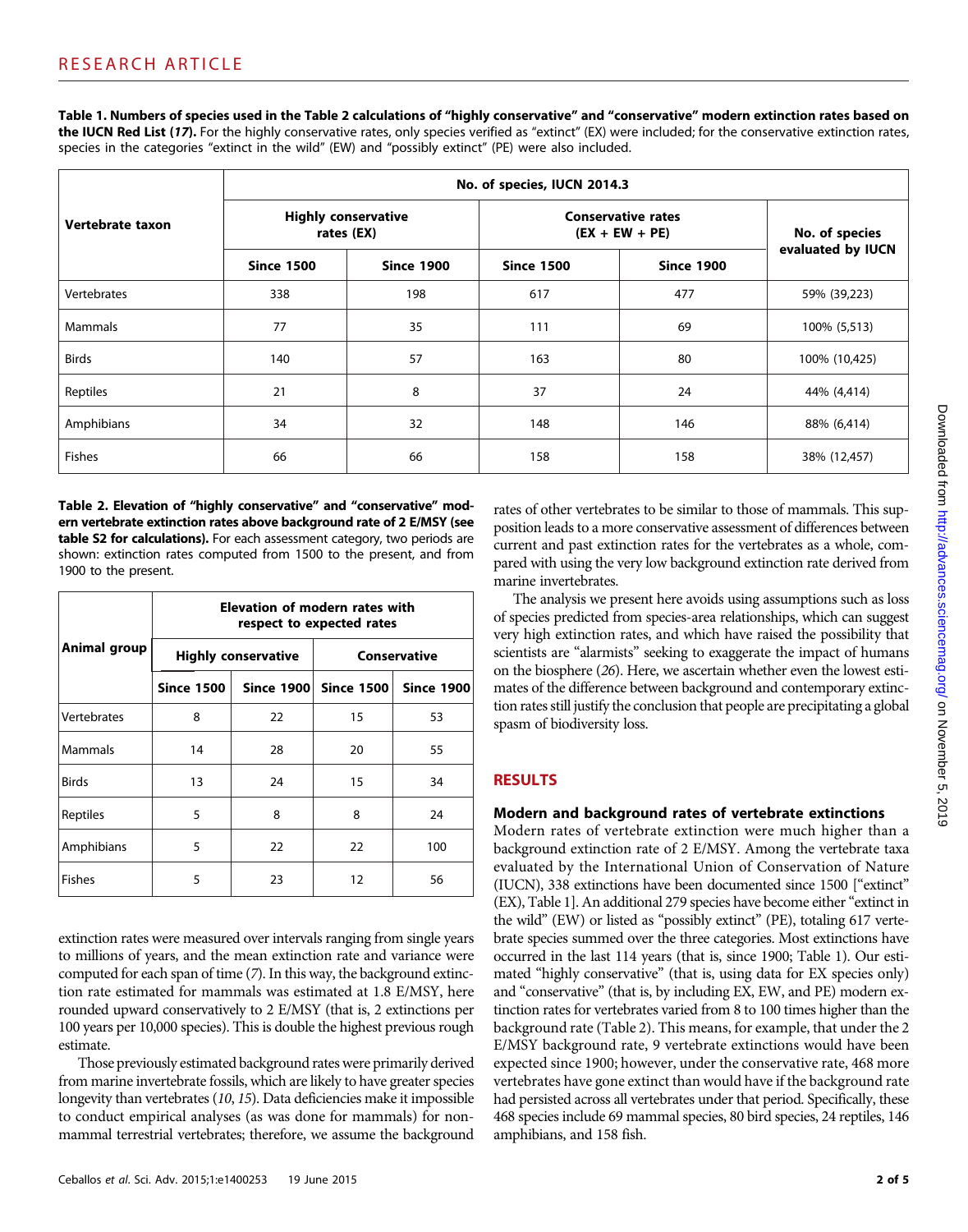**Table 1. Numbers of species used in the Table 2 calculations of "highly conservative" and "conservative" modern extinction rates based on the IUCN Red List (17).** For the highly conservative rates, only species verified as "extinct" (EX) were included; for the conservative extinction rates, species in the categories "extinct in the wild" (EW) and "possibly extinct" (PE) were also included.

| Vertebrate taxon | No. of species, IUCN 2014.3 | | | | |
|---|---|---|---|---|---|
| | Highly conservative rates (EX) | | Conservative rates (EX + EW + PE) | | No. of species evaluated by IUCN |
| | Since 1500 | Since 1900 | Since 1500 | Since 1900 | |
| Vertebrates | 338 | 198 | 617 | 477 | 59% (39,223) |
| Mammals | 77 | 35 | 111 | 69 | 100% (5,513) |
| Birds | 140 | 57 | 163 | 80 | 100% (10,425) |
| Reptiles | 21 | 8 | 37 | 24 | 44% (4,414) |
| Amphibians | 34 | 32 | 148 | 146 | 88% (6,414) |
| Fishes | 66 | 66 | 158 | 158 | 38% (12,457) |

**Table 2. Elevation of "highly conservative" and "conservative" modern vertebrate extinction rates above background rate of 2 E/MSY (see table S2 for calculations).** For each assessment category, two periods are shown: extinction rates computed from 1500 to the present, and from 1900 to the present.

| Animal group | Elevation of modern rates with respect to expected rates | | | |
|---|---|---|---|---|
| | Highly conservative | | Conservative | |
| | Since 1500 | Since 1900 | Since 1500 | Since 1900 |
| Vertebrates | 8 | 22 | 15 | 53 |
| Mammals | 14 | 28 | 20 | 55 |
| Birds | 13 | 24 | 15 | 34 |
| Reptiles | 5 | 8 | 8 | 24 |
| Amphibians | 5 | 22 | 22 | 100 |
| Fishes | 5 | 23 | 12 | 56 |

extinction rates were measured over intervals ranging from single years to millions of years, and the mean extinction rate and variance were computed for each span of time (7). In this way, the background extinction rate estimated for mammals was estimated at 1.8 E/MSY, here rounded upward conservatively to 2 E/MSY (that is, 2 extinctions per 100 years per 10,000 species). This is double the highest previous rough estimate.

Those previously estimated background rates were primarily derived from marine invertebrate fossils, which are likely to have greater species longevity than vertebrates (10, 15). Data deficiencies make it impossible to conduct empirical analyses (as was done for mammals) for nonmammal terrestrial vertebrates; therefore, we assume the background rates of other vertebrates to be similar to those of mammals. This supposition leads to a more conservative assessment of differences between current and past extinction rates for the vertebrates as a whole, compared with using the very low background extinction rate derived from marine invertebrates.

The analysis we present here avoids using assumptions such as loss of species predicted from species-area relationships, which can suggest very high extinction rates, and which have raised the possibility that scientists are "alarmists" seeking to exaggerate the impact of humans on the biosphere (26). Here, we ascertain whether even the lowest estimates of the difference between background and contemporary extinction rates still justify the conclusion that people are precipitating a global spasm of biodiversity loss.

## RESULTS

### Modern and background rates of vertebrate extinctions

Modern rates of vertebrate extinction were much higher than a background extinction rate of 2 E/MSY. Among the vertebrate taxa evaluated by the International Union of Conservation of Nature (IUCN), 338 extinctions have been documented since 1500 ["extinct" (EX), Table 1]. An additional 279 species have become either "extinct in the wild" (EW) or listed as "possibly extinct" (PE), totaling 617 vertebrate species summed over the three categories. Most extinctions have occurred in the last 114 years (that is, since 1900; Table 1). Our estimated "highly conservative" (that is, using data for EX species only) and "conservative" (that is, by including EX, EW, and PE) modern extinction rates for vertebrates varied from 8 to 100 times higher than the background rate (Table 2). This means, for example, that under the 2 E/MSY background rate, 9 vertebrate extinctions would have been expected since 1900; however, under the conservative rate, 468 more vertebrates have gone extinct than would have if the background rate had persisted across all vertebrates under that period. Specifically, these 468 species include 69 mammal species, 80 bird species, 24 reptiles, 146 amphibians, and 158 fish.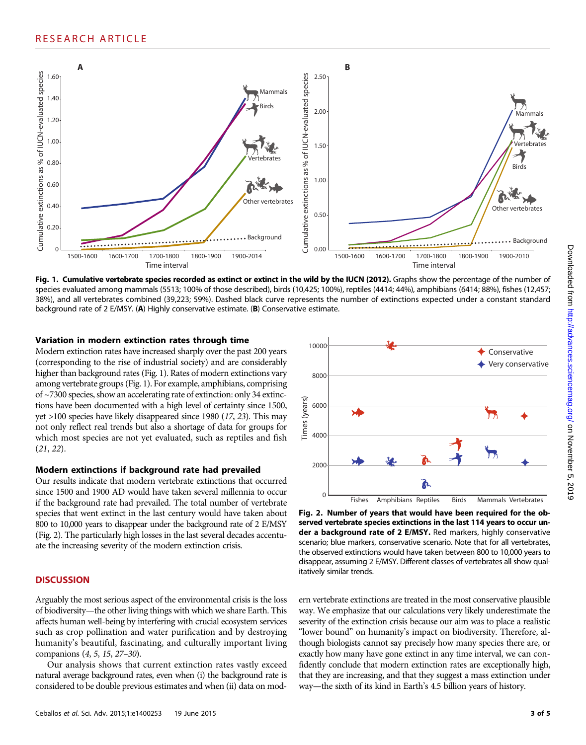Fig. 1. Cumulative vertebrate species recorded as extinct or extinct in the wild by the IUCN (2012). Graphs show the percentage of the number of species evaluated among mammals (5513; 100% of those described), birds (10,425; 100%), reptiles (4414; 44%), amphibians (6414; 88%), fishes (12,457; 38%), and all vertebrates combined (39,223; 59%). Dashed black curve represents the number of extinctions expected under a constant standard background rate of 2 E/MSY. (A) Highly conservative estimate. (B) Conservative estimate.

### Variation in modern extinction rates through time

Modern extinction rates have increased sharply over the past 200 years (corresponding to the rise of industrial society) and are considerably higher than background rates (Fig. 1). Rates of modern extinctions vary among vertebrate groups (Fig. 1). For example, amphibians, comprising of ~7300 species, show an accelerating rate of extinction: only 34 extinctions have been documented with a high level of certainty since 1500, yet >100 species have likely disappeared since 1980 (*17*, *23*). This may not only reflect real trends but also a shortage of data for groups for which most species are not yet evaluated, such as reptiles and fish (*21*, *22*).

### Modern extinctions if background rate had prevailed

Our results indicate that modern vertebrate extinctions that occurred since 1500 and 1900 AD would have taken several millennia to occur if the background rate had prevailed. The total number of vertebrate species that went extinct in the last century would have taken about 800 to 10,000 years to disappear under the background rate of 2 E/MSY (Fig. 2). The particularly high losses in the last several decades accentuate the increasing severity of the modern extinction crisis.

Fig. 2. Number of years that would have been required for the observed vertebrate species extinctions in the last 114 years to occur under a background rate of 2 E/MSY. Red markers, highly conservative scenario; blue markers, conservative scenario. Note that for all vertebrates, the observed extinctions would have taken between 800 to 10,000 years to disappear, assuming 2 E/MSY. Different classes of vertebrates all show qualitatively similar trends.

## DISCUSSION

Arguably the most serious aspect of the environmental crisis is the loss of biodiversity—the other living things with which we share Earth. This affects human well-being by interfering with crucial ecosystem services such as crop pollination and water purification and by destroying humanity's beautiful, fascinating, and culturally important living companions (*4*, *5*, *15*, *27*–*30*).

Our analysis shows that current extinction rates vastly exceed natural average background rates, even when (i) the background rate is considered to be double previous estimates and when (ii) data on modern vertebrate extinctions are treated in the most conservative plausible way. We emphasize that our calculations very likely underestimate the severity of the extinction crisis because our aim was to place a realistic "lower bound" on humanity's impact on biodiversity. Therefore, although biologists cannot say precisely how many species there are, or exactly how many have gone extinct in any time interval, we can confidently conclude that modern extinction rates are exceptionally high, that they are increasing, and that they suggest a mass extinction under way—the sixth of its kind in Earth's 4.5 billion years of history.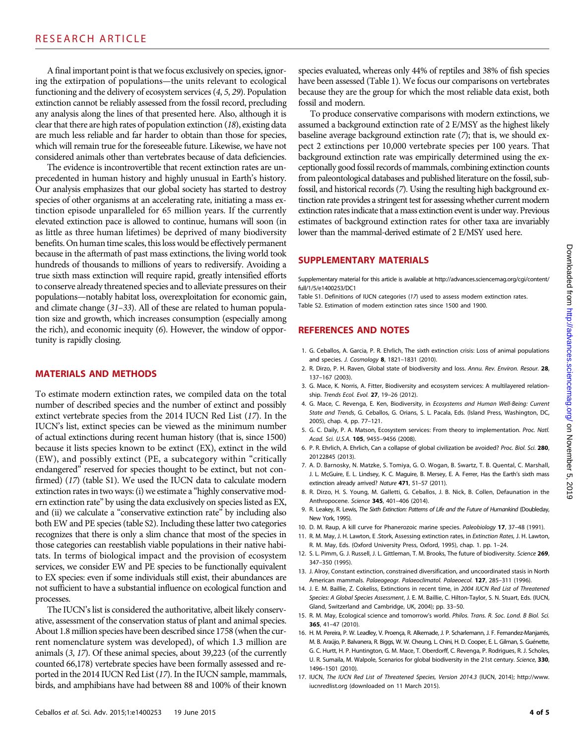A final important point is that we focus exclusively on species, ignoring the extirpation of populations—the units relevant to ecological functioning and the delivery of ecosystem services (*4*, *5*, *29*). Population extinction cannot be reliably assessed from the fossil record, precluding any analysis along the lines of that presented here. Also, although it is clear that there are high rates of population extinction (*18*), existing data are much less reliable and far harder to obtain than those for species, which will remain true for the foreseeable future. Likewise, we have not considered animals other than vertebrates because of data deficiencies.

The evidence is incontrovertible that recent extinction rates are unprecedented in human history and highly unusual in Earth's history. Our analysis emphasizes that our global society has started to destroy species of other organisms at an accelerating rate, initiating a mass extinction episode unparalleled for 65 million years. If the currently elevated extinction pace is allowed to continue, humans will soon (in as little as three human lifetimes) be deprived of many biodiversity benefits. On human time scales, this loss would be effectively permanent because in the aftermath of past mass extinctions, the living world took hundreds of thousands to millions of years to rediversify. Avoiding a true sixth mass extinction will require rapid, greatly intensified efforts to conserve already threatened species and to alleviate pressures on their populations—notably habitat loss, overexploitation for economic gain, and climate change (*31*–*33*). All of these are related to human population size and growth, which increases consumption (especially among the rich), and economic inequity (*6*). However, the window of opportunity is rapidly closing.

## MATERIALS AND METHODS

To estimate modern extinction rates, we compiled data on the total number of described species and the number of extinct and possibly extinct vertebrate species from the 2014 IUCN Red List (*17*). In the IUCN's list, extinct species can be viewed as the minimum number of actual extinctions during recent human history (that is, since 1500) because it lists species known to be extinct (EX), extinct in the wild (EW), and possibly extinct (PE, a subcategory within "critically endangered" reserved for species thought to be extinct, but not confirmed) (*17*) (table S1). We used the IUCN data to calculate modern extinction rates in two ways: (i) we estimate a "highly conservative modern extinction rate" by using the data exclusively on species listed as EX, and (ii) we calculate a "conservative extinction rate" by including also both EW and PE species (table S2). Including these latter two categories recognizes that there is only a slim chance that most of the species in those categories can reestablish viable populations in their native habitats. In terms of biological impact and the provision of ecosystem services, we consider EW and PE species to be functionally equivalent to EX species: even if some individuals still exist, their abundances are not sufficient to have a substantial influence on ecological function and processes.

The IUCN's list is considered the authoritative, albeit likely conservative, assessment of the conservation status of plant and animal species. About 1.8 million species have been described since 1758 (when the current nomenclature system was developed), of which 1.3 million are animals (*3*, *17*). Of these animal species, about 39,223 (of the currently counted 66,178) vertebrate species have been formally assessed and reported in the 2014 IUCN Red List (*17*). In the IUCN sample, mammals, birds, and amphibians have had between 88 and 100% of their known species evaluated, whereas only 44% of reptiles and 38% of fish species have been assessed (Table 1). We focus our comparisons on vertebrates because they are the group for which the most reliable data exist, both fossil and modern.

To produce conservative comparisons with modern extinctions, we assumed a background extinction rate of 2 E/MSY as the highest likely baseline average background extinction rate (*7*); that is, we should expect 2 extinctions per 10,000 vertebrate species per 100 years. That background extinction rate was empirically determined using the exceptionally good fossil records of mammals, combining extinction counts from paleontological databases and published literature on the fossil, subfossil, and historical records (*7*). Using the resulting high background extinction rate provides a stringent test for assessing whether current modern extinction rates indicate that a mass extinction event is under way. Previous estimates of background extinction rates for other taxa are invariably lower than the mammal-derived estimate of 2 E/MSY used here.

## SUPPLEMENTARY MATERIALS

Supplementary material for this article is available at http://advances.sciencemag.org/cgi/content/full/1/5/e1400253/DC1

Table S1. Definitions of IUCN categories (*17*) used to assess modern extinction rates.

Table S2. Estimation of modern extinction rates since 1500 and 1900.

## REFERENCES AND NOTES

1. G. Ceballos, A. Garcia, P. R. Ehrlich, The sixth extinction crisis: Loss of animal populations and species. *J. Cosmology* **8**, 1821–1831 (2010).
2. R. Dirzo, P. H. Raven, Global state of biodiversity and loss. *Annu. Rev. Environ. Resour.* **28**, 137–167 (2003).
3. G. Mace, K. Norris, A. Fitter, Biodiversity and ecosystem services: A multilayered relationship. *Trends Ecol. Evol.* **27**, 19–26 (2012).
4. G. Mace, C. Revenga, E. Ken, Biodiversity, in *Ecosystems and Human Well-Being: Current State and Trends*, G. Ceballos, G. Orians, S. L. Pacala, Eds. (Island Press, Washington, DC, 2005), chap. 4, pp. 77–121.
5. G. C. Daily, P. A. Matson, Ecosystem services: From theory to implementation. *Proc. Natl. Acad. Sci. U.S.A.* **105**, 9455–9456 (2008).
6. P. R. Ehrlich, A. Ehrlich, Can a collapse of global civilization be avoided? *Proc. Biol. Sci.* **280**, 20122845 (2013).
7. A. D. Barnosky, N. Matzke, S. Tomiya, G. O. Wogan, B. Swartz, T. B. Quental, C. Marshall, J. L. McGuire, E. L. Lindsey, K. C. Maguire, B. Mersey, E. A. Ferrer, Has the Earth's sixth mass extinction already arrived? *Nature* **471**, 51–57 (2011).
8. R. Dirzo, H. S. Young, M. Galletti, G. Ceballos, J. B. Nick, B. Collen, Defaunation in the Anthropocene. *Science* **345**, 401–406 (2014).
9. R. Leakey, R. Lewis, *The Sixth Extinction: Patterns of Life and the Future of Humankind* (Doubleday, New York, 1995).
10. D. M. Raup, A kill curve for Phanerozoic marine species. *Paleobiology* **17**, 37–48 (1991).
11. R. M. May, J. H. Lawton, E .Stork, Assessing extinction rates, in *Extinction Rates*, J. H. Lawton, R. M. May, Eds. (Oxford University Press, Oxford, 1995), chap. 1. pp. 1–24.
12. S. L. Pimm, G. J. Russell, J. L. Gittleman, T. M. Brooks, The future of biodiversity. *Science* **269**, 347–350 (1995).
13. J. Alroy, Constant extinction, constrained diversification, and uncoordinated stasis in North American mammals. *Palaeogeogr. Palaeoclimatol. Palaeoecol.* **127**, 285–311 (1996).
14. J. E. M. Baillie, Z. Cokeliss, Extinctions in recent time, in *2004 IUCN Red List of Threatened Species: A Global Species Assessment*, J. E. M. Baillie, C. Hilton-Taylor, S. N. Stuart, Eds. (IUCN, Gland, Switzerland and Cambridge, UK, 2004); pp. 33–50.
15. R. M. May, Ecological science and tomorrow's world. *Philos. Trans. R. Soc. Lond. B Biol. Sci.* **365**, 41–47 (2010).
16. H. M. Pereira, P. W. Leadley, V. Proença, R. Alkemade, J. P. Scharlemann, J. F. Fernandez-Manjarrés, M. B. Araújo, P. Balvanera, R. Biggs, W. W. Cheung, L. Chini, H. D. Cooper, E. L. Gilman, S. Guénette, G. C. Hurtt, H. P. Huntington, G. M. Mace, T. Oberdorff, C. Revenga, P. Rodrigues, R. J. Scholes, U. R. Sumaila, M. Walpole, Scenarios for global biodiversity in the 21st century. *Science*, **330**, 1496–1501 (2010).
17. IUCN, *The IUCN Red List of Threatened Species, Version 2014.3* (IUCN, 2014); http://www.iucnredlist.org (downloaded on 11 March 2015).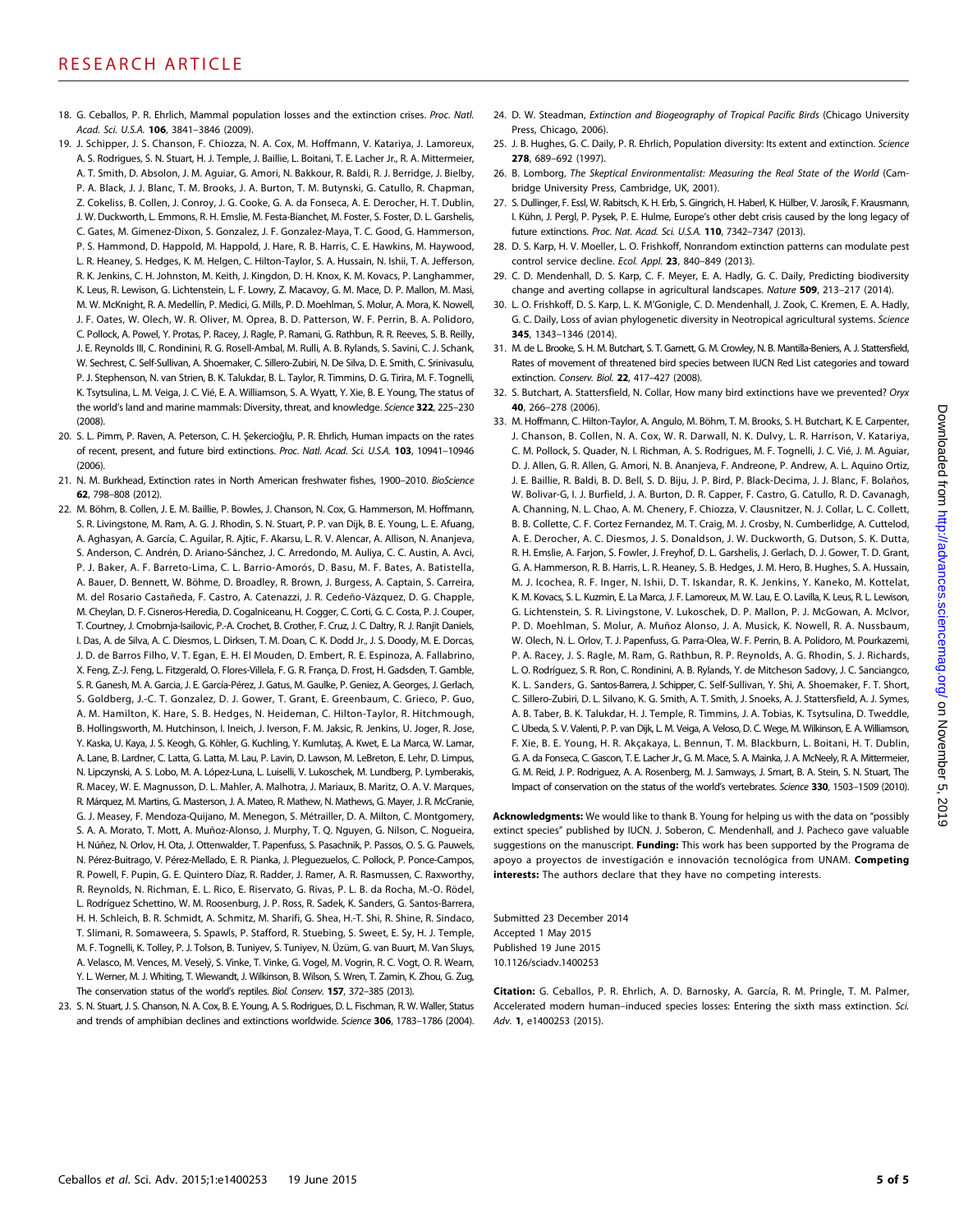18. G. Ceballos, P. R. Ehrlich, Mammal population losses and the extinction crises. *Proc. Natl. Acad. Sci. U.S.A.* **106**, 3841–3846 (2009).
19. J. Schipper, J. S. Chanson, F. Chiozza, N. A. Cox, M. Hoffmann, V. Katariya, J. Lamoreux, A. S. Rodrigues, S. N. Stuart, H. J. Temple, J. Baillie, L. Boitani, T. E. Lacher Jr., R. A. Mittermeier, A. T. Smith, D. Absolon, J. M. Aguiar, G. Amori, N. Bakkour, R. Baldi, R. J. Berridge, J. Bielby, P. A. Black, J. J. Blanc, T. M. Brooks, J. A. Burton, T. M. Butynski, G. Catullo, R. Chapman, Z. Cokeliss, B. Collen, J. Conroy, J. G. Cooke, G. A. da Fonseca, A. E. Derocher, H. T. Dublin, J. W. Duckworth, L. Emmons, R. H. Emslie, M. Festa-Bianchet, M. Foster, S. Foster, D. L. Garshelis, C. Gates, M. Gimenez-Dixon, S. Gonzalez, J. F. Gonzalez-Maya, T. C. Good, G. Hammerson, P. S. Hammond, D. Happold, M. Happold, J. Hare, R. B. Harris, C. E. Hawkins, M. Haywood, L. R. Heaney, S. Hedges, K. M. Helgen, C. Hilton-Taylor, S. A. Hussain, N. Ishii, T. A. Jefferson, R. K. Jenkins, C. H. Johnston, M. Keith, J. Kingdon, D. H. Knox, K. M. Kovacs, P. Langhammer, K. Leus, R. Lewison, G. Lichtenstein, L. F. Lowry, Z. Macavoy, G. M. Mace, D. P. Mallon, M. Masi, M. W. McKnight, R. A. Medellín, P. Medici, G. Mills, P. D. Moehlman, S. Molur, A. Mora, K. Nowell, J. F. Oates, W. Olech, W. R. Oliver, M. Oprea, B. D. Patterson, W. F. Perrin, B. A. Polidoro, C. Pollock, A. Powel, Y. Protas, P. Racey, J. Ragle, P. Ramani, G. Rathbun, R. R. Reeves, S. B. Reilly, J. E. Reynolds III, C. Rondinini, R. G. Rosell-Ambal, M. Rulli, A. B. Rylands, S. Savini, C. J. Schank, W. Sechrest, C. Self-Sullivan, A. Shoemaker, C. Sillero-Zubiri, N. De Silva, D. E. Smith, C. Srinivasulu, P. J. Stephenson, N. van Strien, B. K. Talukdar, B. L. Taylor, R. Timmins, D. G. Tirira, M. F. Tognelli, K. Tsytsulina, L. M. Veiga, J. C. Vié, E. A. Williamson, S. A. Wyatt, Y. Xie, B. E. Young, The status of the world's land and marine mammals: Diversity, threat, and knowledge. *Science* **322**, 225–230 (2008).
20. S. L. Pimm, P. Raven, A. Peterson, C. H. Şekercioğlu, P. R. Ehrlich, Human impacts on the rates of recent, present, and future bird extinctions. *Proc. Natl. Acad. Sci. U.S.A.* **103**, 10941–10946 (2006).
21. N. M. Burkhead, Extinction rates in North American freshwater fishes, 1900–2010. *BioScience* **62**, 798–808 (2012).
22. M. Böhm, B. Collen, J. E. M. Baillie, P. Bowles, J. Chanson, N. Cox, G. Hammerson, M. Hoffmann, S. R. Livingstone, M. Ram, A. G. J. Rhodin, S. N. Stuart, P. P. van Dijk, B. E. Young, L. E. Afuang, A. Aghasyan, A. García, C. Aguilar, R. Ajtic, F. Akarsu, L. R. V. Alencar, A. Allison, N. Ananjeva, S. Anderson, C. Andrén, D. Ariano-Sánchez, J. C. Arredondo, M. Auliya, C. C. Austin, A. Avci, P. J. Baker, A. F. Barreto-Lima, C. L. Barrio-Amorós, D. Basu, M. F. Bates, A. Batistella, A. Bauer, D. Bennett, W. Böhme, D. Broadley, R. Brown, J. Burgess, A. Captain, S. Carreira, M. del Rosario Castañeda, F. Castro, A. Catenazzi, J. R. Cedeño-Vázquez, D. G. Chapple, M. Cheylan, D. F. Cisneros-Heredia, D. Cogalniceanu, H. Cogger, C. Corti, G. C. Costa, P. J. Couper, T. Courtney, J. Crnobrnja-Isailovic, P.-A. Crochet, B. Crother, F. Cruz, J. C. Daltry, R. J. Ranjit Daniels, I. Das, A. de Silva, A. C. Diesmos, L. Dirksen, T. M. Doan, C. K. Dodd Jr., J. S. Doody, M. E. Dorcas, J. D. de Barros Filho, V. T. Egan, E. H. El Mouden, D. Embert, R. E. Espinoza, A. Fallabrino, X. Feng, Z.-J. Feng, L. Fitzgerald, O. Flores-Villela, F. G. R. França, D. Frost, H. Gadsden, T. Gamble, S. R. Ganesh, M. A. Garcia, J. E. García-Pérez, J. Gatus, M. Gaulke, P. Geniez, A. Georges, J. Gerlach, S. Goldberg, J.-C. T. Gonzalez, D. J. Gower, T. Grant, E. Greenbaum, C. Grieco, P. Guo, A. M. Hamilton, K. Hare, S. B. Hedges, N. Heideman, C. Hilton-Taylor, R. Hitchmough, B. Hollingsworth, M. Hutchinson, I. Ineich, J. Iverson, F. M. Jaksic, R. Jenkins, U. Joger, R. Jose, Y. Kaska, U. Kaya, J. S. Keogh, G. Köhler, G. Kuchling, Y. Kumlutaş, A. Kwet, E. La Marca, W. Lamar, A. Lane, B. Lardner, C. Latta, G. Latta, M. Lau, P. Lavin, D. Lawson, M. LeBreton, E. Lehr, D. Limpus, N. Lipczynski, A. S. Lobo, M. A. López-Luna, L. Luiselli, V. Lukoschek, M. Lundberg, P. Lymberakis, R. Macey, W. E. Magnusson, D. L. Mahler, A. Malhotra, J. Mariaux, B. Maritz, O. A. V. Marques, R. Márquez, M. Martins, G. Masterson, J. A. Mateo, R. Mathew, N. Mathews, G. Mayer, J. R. McCranie, G. J. Measey, F. Mendoza-Quijano, M. Menegon, S. Métrailler, D. A. Milton, C. Montgomery, S. A. A. Morato, T. Mott, A. Muñoz-Alonso, J. Murphy, T. Q. Nguyen, G. Nilson, C. Nogueira, H. Núñez, N. Orlov, H. Ota, J. Ottenwalder, T. Papenfuss, S. Pasachnik, P. Passos, O. S. G. Pauwels, N. Pérez-Buitrago, V. Pérez-Mellado, E. R. Pianka, J. Pleguezuelos, C. Pollock, P. Ponce-Campos, R. Powell, F. Pupin, G. E. Quintero Díaz, R. Radder, J. Ramer, A. R. Rasmussen, C. Raxworthy, R. Reynolds, N. Richman, E. L. Rico, E. Riservato, G. Rivas, P. L. B. da Rocha, M.-O. Rödel, L. Rodríguez Schettino, W. M. Roosenburg, J. P. Ross, R. Sadek, K. Sanders, G. Santos-Barrera, H. H. Schleich, B. R. Schmidt, A. Schmitz, M. Sharifi, G. Shea, H.-T. Shi, R. Shine, R. Sindaco, T. Slimani, R. Somaweera, S. Spawls, P. Stafford, R. Stuebing, S. Sweet, E. Sy, H. J. Temple, M. F. Tognelli, K. Tolley, P. J. Tolson, B. Tuniyev, S. Tuniyev, N. Üzüm, G. van Buurt, M. Van Sluys, A. Velasco, M. Vences, M. Veselý, S. Vinke, T. Vinke, G. Vogel, M. Vogrin, R. C. Vogt, O. R. Wearn, Y. L. Werner, M. J. Whiting, T. Wiewandt, J. Wilkinson, B. Wilson, S. Wren, T. Zamin, K. Zhou, G. Zug, The conservation status of the world's reptiles. *Biol. Conserv.* **157**, 372–385 (2013).
23. S. N. Stuart, J. S. Chanson, N. A. Cox, B. E. Young, A. S. Rodrigues, D. L. Fischman, R. W. Waller, Status and trends of amphibian declines and extinctions worldwide. *Science* **306**, 1783–1786 (2004).
24. D. W. Steadman, *Extinction and Biogeography of Tropical Pacific Birds* (Chicago University Press, Chicago, 2006).
25. J. B. Hughes, G. C. Daily, P. R. Ehrlich, Population diversity: Its extent and extinction. *Science* **278**, 689–692 (1997).
26. B. Lomborg, *The Skeptical Environmentalist: Measuring the Real State of the World* (Cambridge University Press, Cambridge, UK, 2001).
27. S. Dullinger, F. Essl, W. Rabitsch, K. H. Erb, S. Gingrich, H. Haberl, K. Hülber, V. Jarosík, F. Krausmann, I. Kühn, J. Pergl, P. Pysek, P. E. Hulme, Europe's other debt crisis caused by the long legacy of future extinctions. *Proc. Nat. Acad. Sci. U.S.A.* **110**, 7342–7347 (2013).
28. D. S. Karp, H. V. Moeller, L. O. Frishkoff, Nonrandom extinction patterns can modulate pest control service decline. *Ecol. Appl.* **23**, 840–849 (2013).
29. C. D. Mendenhall, D. S. Karp, C. F. Meyer, E. A. Hadly, G. C. Daily, Predicting biodiversity change and averting collapse in agricultural landscapes. *Nature* **509**, 213–217 (2014).
30. L. O. Frishkoff, D. S. Karp, L. K. M'Gonigle, C. D. Mendenhall, J. Zook, C. Kremen, E. A. Hadly, G. C. Daily, Loss of avian phylogenetic diversity in Neotropical agricultural systems. *Science* **345**, 1343–1346 (2014).
31. M. de L. Brooke, S. H. M. Butchart, S. T. Garnett, G. M. Crowley, N. B. Mantilla-Beniers, A. J. Stattersfield, Rates of movement of threatened bird species between IUCN Red List categories and toward extinction. *Conserv. Biol.* **22**, 417–427 (2008).
32. S. Butchart, A. Stattersfield, N. Collar, How many bird extinctions have we prevented? *Oryx* **40**, 266–278 (2006).
33. M. Hoffmann, C. Hilton-Taylor, A. Angulo, M. Böhm, T. M. Brooks, S. H. Butchart, K. E. Carpenter, J. Chanson, B. Collen, N. A. Cox, W. R. Darwall, N. K. Dulvy, L. R. Harrison, V. Katariya, C. M. Pollock, S. Quader, N. I. Richman, A. S. Rodrigues, M. F. Tognelli, J. C. Vié, J. M. Aguiar, D. J. Allen, G. R. Allen, G. Amori, N. B. Ananjeva, F. Andreone, P. Andrew, A. L. Aquino Ortiz, J. E. Baillie, R. Baldi, B. D. Bell, S. D. Biju, J. P. Bird, P. Black-Decima, J. J. Blanc, F. Bolaños, W. Bolivar-G, I. J. Burfield, J. A. Burton, D. R. Capper, F. Castro, G. Catullo, R. D. Cavanagh, A. Channing, N. L. Chao, A. M. Chenery, F. Chiozza, V. Clausnitzer, N. J. Collar, L. C. Collett, B. B. Collette, C. F. Cortez Fernandez, M. T. Craig, M. J. Crosby, N. Cumberlidge, A. Cuttelod, A. E. Derocher, A. C. Diesmos, J. S. Donaldson, J. W. Duckworth, G. Dutson, S. K. Dutta, R. H. Emslie, A. Farjon, S. Fowler, J. Freyhof, D. L. Garshelis, J. Gerlach, D. J. Gower, T. D. Grant, G. A. Hammerson, R. B. Harris, L. R. Heaney, S. B. Hedges, J. M. Hero, B. Hughes, S. A. Hussain, M. J. Icochea, R. F. Inger, N. Ishii, D. T. Iskandar, R. K. Jenkins, Y. Kaneko, M. Kottelat, K. M. Kovacs, S. L. Kuzmin, E. La Marca, J. F. Lamoreux, M. W. Lau, E. O. Lavilla, K. Leus, R. L. Lewison, G. Lichtenstein, S. R. Livingstone, V. Lukoschek, D. P. Mallon, P. J. McGowan, A. McIvor, P. D. Moehlman, S. Molur, A. Muñoz Alonso, J. A. Musick, K. Nowell, R. A. Nussbaum, W. Olech, N. L. Orlov, T. J. Papenfuss, G. Parra-Olea, W. F. Perrin, B. A. Polidoro, M. Pourkazemi, P. A. Racey, J. S. Ragle, M. Ram, G. Rathbun, R. P. Reynolds, A. G. Rhodin, S. J. Richards, L. O. Rodríguez, S. R. Ron, C. Rondinini, A. B. Rylands, Y. de Mitcheson Sadovy, J. C. Sanciangco, K. L. Sanders, G. Santos-Barrera, J. Schipper, C. Self-Sullivan, Y. Shi, A. Shoemaker, F. T. Short, C. Sillero-Zubiri, D. L. Silvano, K. G. Smith, A. T. Smith, J. Snoeks, A. J. Stattersfield, A. J. Symes, A. B. Taber, B. K. Talukdar, H. J. Temple, R. Timmins, J. A. Tobias, K. Tsytsulina, D. Tweddle, C. Ubeda, S. V. Valenti, P. P. van Dijk, L. M. Veiga, A. Veloso, D. C. Wege, M. Wilkinson, E. A. Williamson, F. Xie, B. E. Young, H. R. Akçakaya, L. Bennun, T. M. Blackburn, L. Boitani, H. T. Dublin, G. A. da Fonseca, C. Gascon, T. E. Lacher Jr., G. M. Mace, S. A. Mainka, J. A. McNeely, R. A. Mittermeier, G. M. Reid, J. P. Rodriguez, A. A. Rosenberg, M. J. Samways, J. Smart, B. A. Stein, S. N. Stuart, The Impact of conservation on the status of the world's vertebrates. *Science* **330**, 1503–1509 (2010).

**Acknowledgments:** We would like to thank B. Young for helping us with the data on "possibly extinct species" published by IUCN. J. Soberon, C. Mendenhall, and J. Pacheco gave valuable suggestions on the manuscript. **Funding:** This work has been supported by the Programa de apoyo a proyectos de investigación e innovación tecnológica from UNAM. **Competing interests:** The authors declare that they have no competing interests.

Submitted 23 December 2014
Accepted 1 May 2015
Published 19 June 2015
10.1126/sciadv.1400253

**Citation:** G. Ceballos, P. R. Ehrlich, A. D. Barnosky, A. García, R. M. Pringle, T. M. Palmer, Accelerated modern human–induced species losses: Entering the sixth mass extinction. *Sci. Adv.* **1**, e1400253 (2015).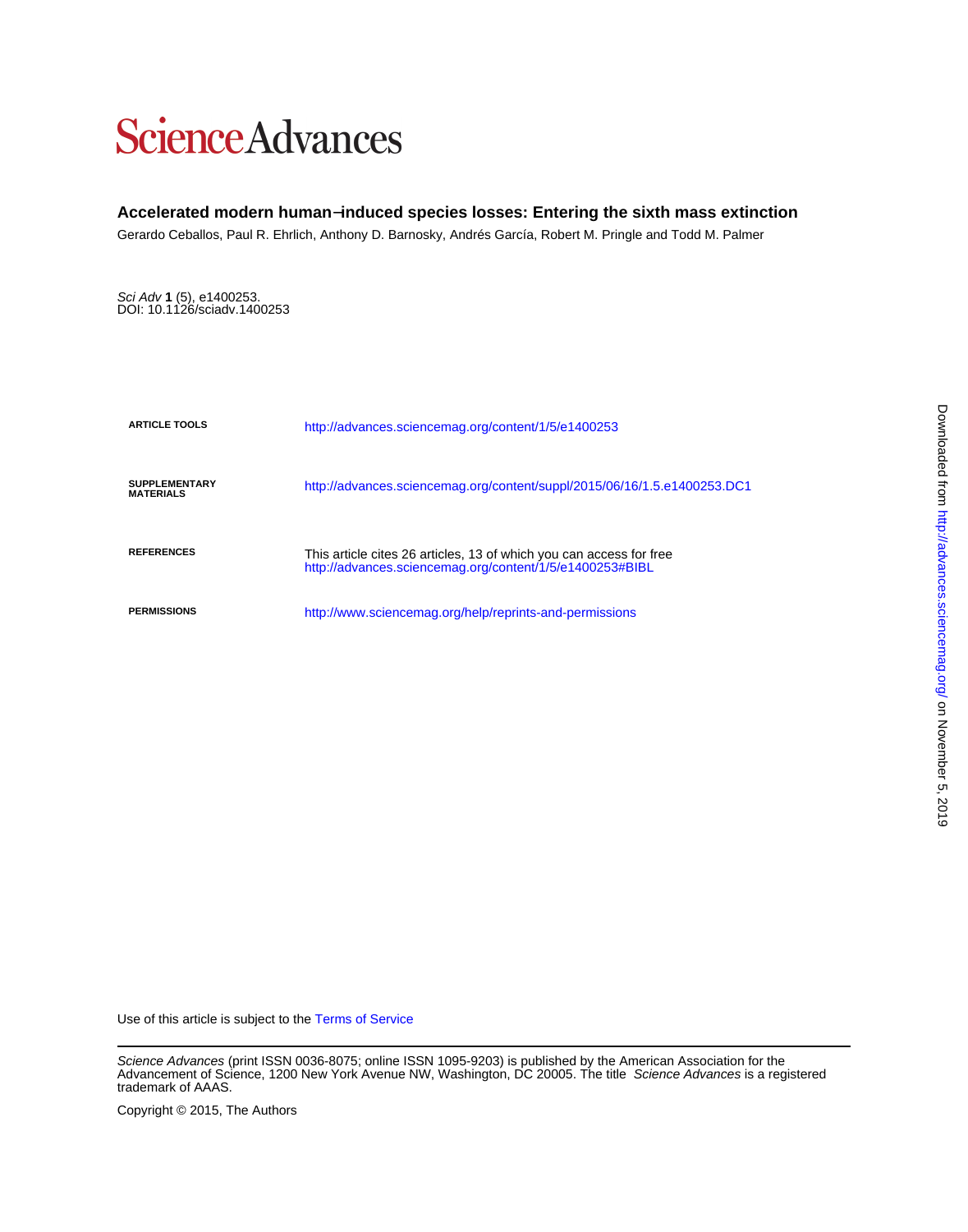# Science Advances

## Accelerated modern human–induced species losses: Entering the sixth mass extinction

Gerardo Ceballos, Paul R. Ehrlich, Anthony D. Barnosky, Andrés García, Robert M. Pringle and Todd M. Palmer

*Sci Adv* **1** (5), e1400253.
DOI: 10.1126/sciadv.1400253

| | |
|---|---|
| **ARTICLE TOOLS** | http://advances.sciencemag.org/content/1/5/e1400253 |
| **SUPPLEMENTARY MATERIALS** | http://advances.sciencemag.org/content/suppl/2015/06/16/1.5.e1400253.DC1 |
| **REFERENCES** | This article cites 26 articles, 13 of which you can access for free http://advances.sciencemag.org/content/1/5/e1400253#BIBL |
| **PERMISSIONS** | http://www.sciencemag.org/help/reprints-and-permissions |

Downloaded from http://advances.sciencemag.org/ on November 5, 2019

Use of this article is subject to the Terms of Service

*Science Advances* (print ISSN 0036-8075; online ISSN 1095-9203) is published by the American Association for the Advancement of Science, 1200 New York Avenue NW, Washington, DC 20005. The title *Science Advances* is a registered trademark of AAAS.

Copyright © 2015, The Authors